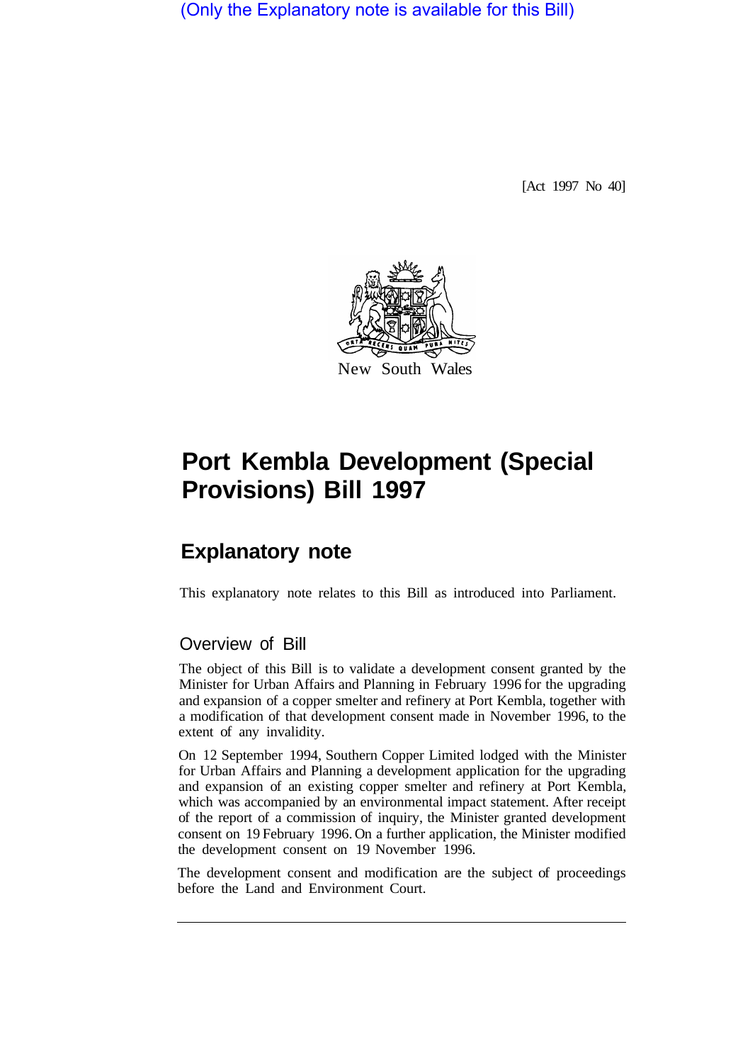(Only the Explanatory note is available for this Bill)

[Act 1997 No 40]

New South Wales

# Port Kembla Development (Special Provisions) Bill 1997

## Explanatory note

This explanatory note relates to this Bill as introduced into Parliament.

### Overview of Bill

The object of this Bill is to validate a development consent granted by the Minister for Urban Affairs and Planning in February 1996 for the upgrading and expansion of a copper smelter and refinery at Port Kembla, together with a modification of that development consent made in November 1996, to the extent of any invalidity.

On 12 September 1994, Southern Copper Limited lodged with the Minister for Urban Affairs and Planning a development application for the upgrading and expansion of an existing copper smelter and refinery at Port Kembla, which was accompanied by an environmental impact statement. After receipt of the report of a commission of inquiry, the Minister granted development consent on 19 February 1996. On a further application, the Minister modified the development consent on 19 November 1996.

The development consent and modification are the subject of proceedings before the Land and Environment Court.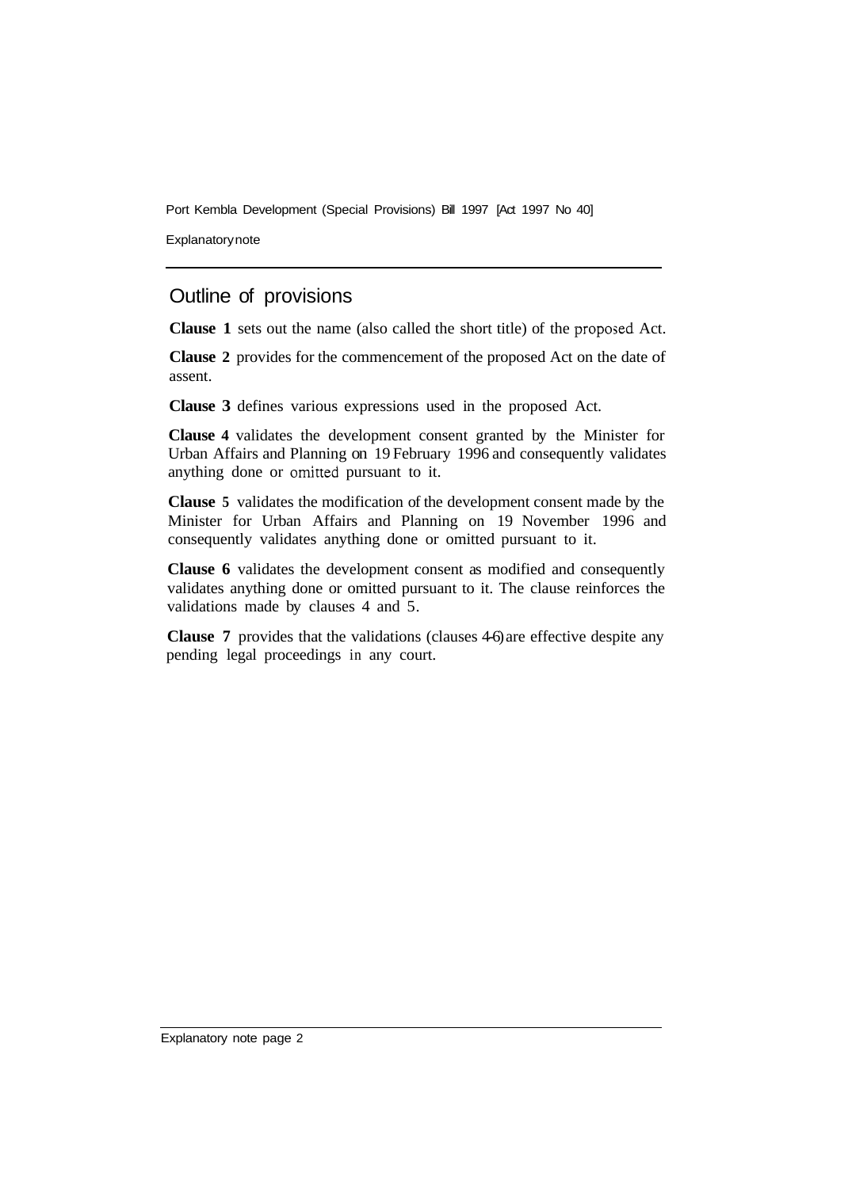## Outline of provisions

**Clause 1** sets out the name (also called the short title) of the proposed Act.

**Clause 2** provides for the commencement of the proposed Act on the date of assent.

**Clause 3** defines various expressions used in the proposed Act.

**Clause 4** validates the development consent granted by the Minister for Urban Affairs and Planning on 19 February 1996 and consequently validates anything done or omitted pursuant to it.

**Clause 5** validates the modification of the development consent made by the Minister for Urban Affairs and Planning on 19 November 1996 and consequently validates anything done or omitted pursuant to it.

**Clause 6** validates the development consent as modified and consequently validates anything done or omitted pursuant to it. The clause reinforces the validations made by clauses 4 and 5.

**Clause 7** provides that the validations (clauses 4-6) are effective despite any pending legal proceedings in any court.